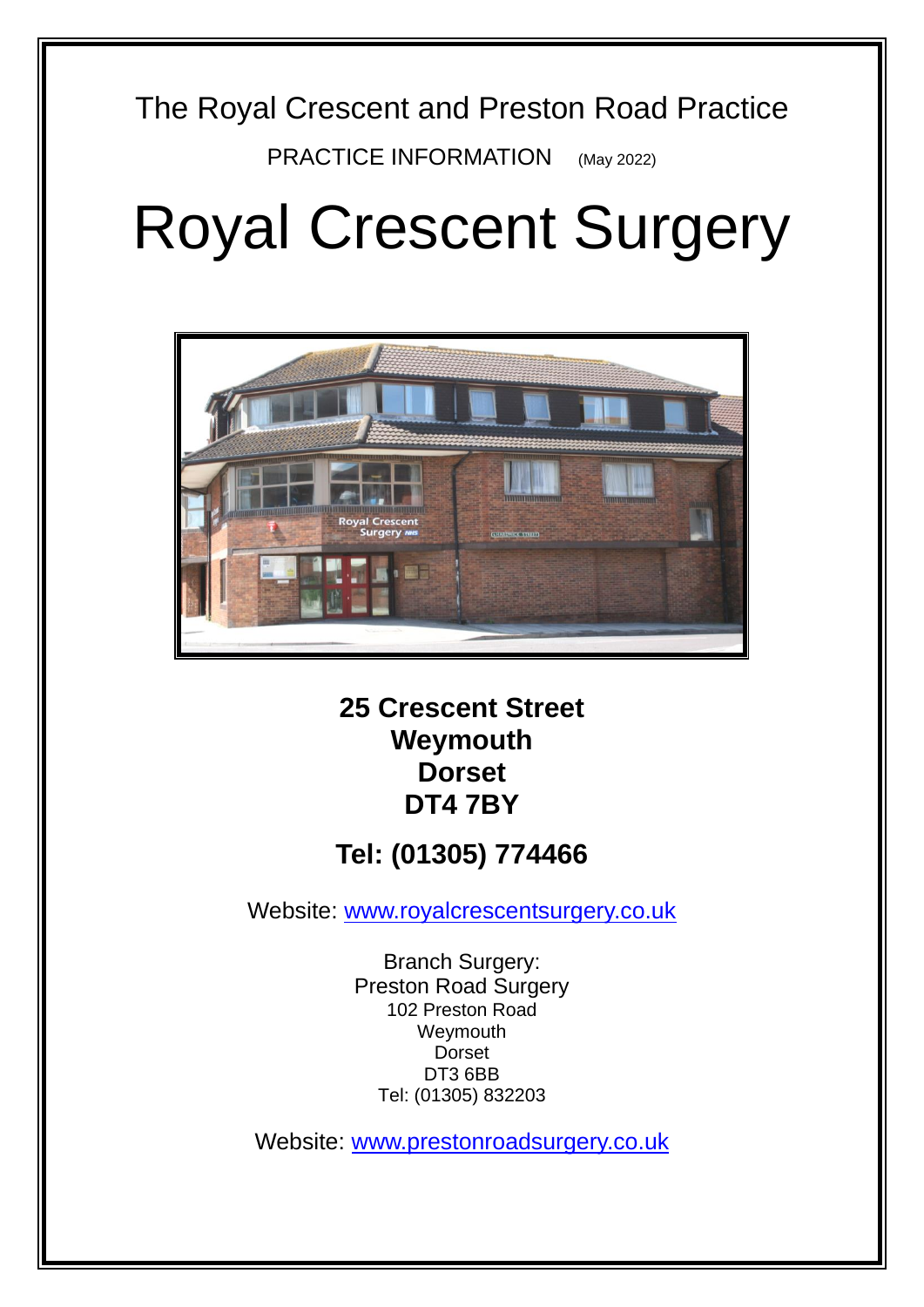The Royal Crescent and Preston Road Practice

PRACTICE INFORMATION (May 2022)

# Royal Crescent Surgery

**25 Crescent Street**
**Weymouth**
**Dorset**
**DT4 7BY**

## Tel: (01305) 774466

Website: [www.royalcrescentsurgery.co.uk](http://www.royalcrescentsurgery.co.uk)

Branch Surgery:
Preston Road Surgery
102 Preston Road
Weymouth
Dorset
DT3 6BB
Tel: (01305) 832203

Website: [www.prestonroadsurgery.co.uk](http://www.prestonroadsurgery.co.uk)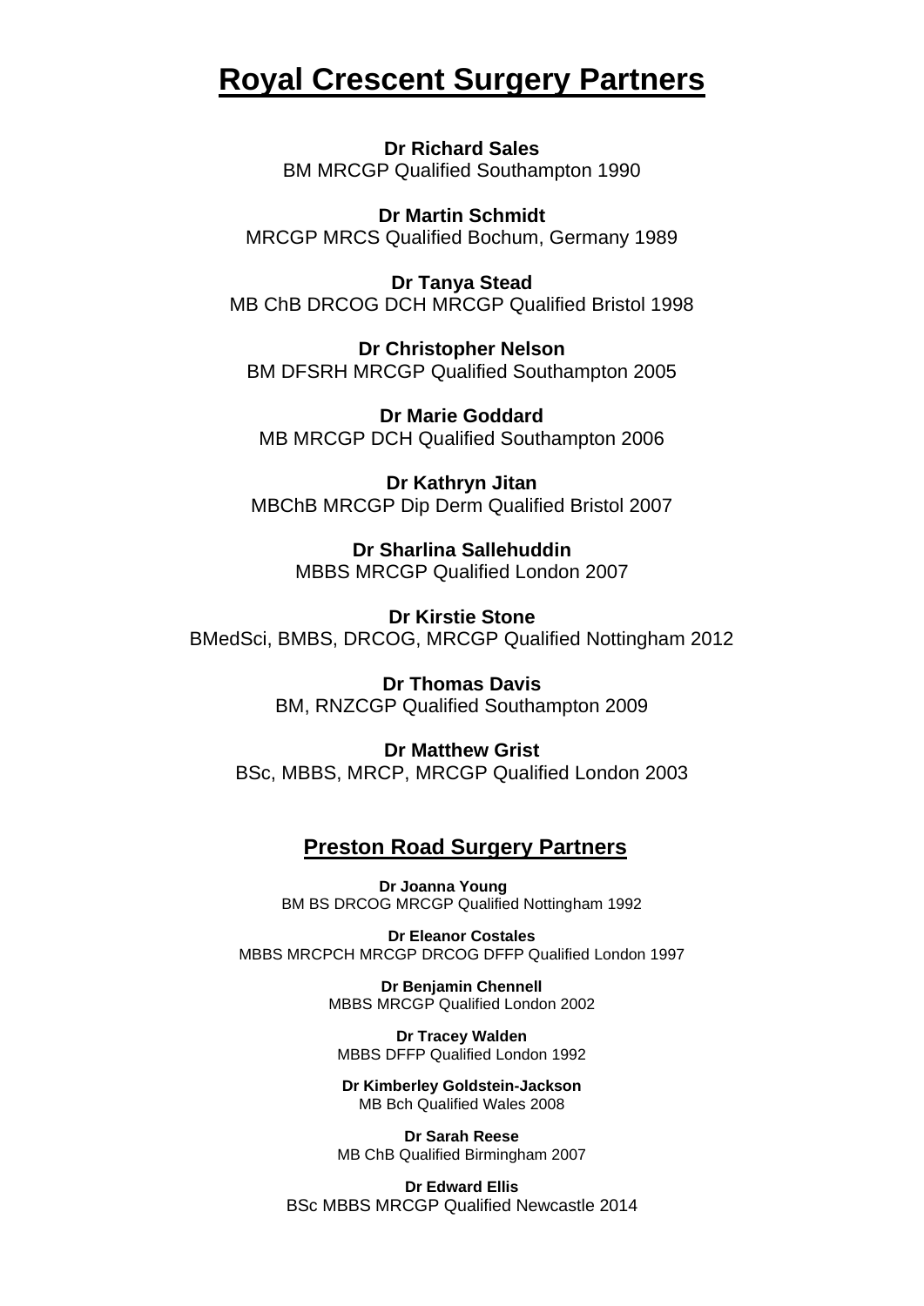# Royal Crescent Surgery Partners

**Dr Richard Sales**
BM MRCGP Qualified Southampton 1990

**Dr Martin Schmidt**
MRCGP MRCS Qualified Bochum, Germany 1989

**Dr Tanya Stead**
MB ChB DRCOG DCH MRCGP Qualified Bristol 1998

**Dr Christopher Nelson**
BM DFSRH MRCGP Qualified Southampton 2005

**Dr Marie Goddard**
MB MRCGP DCH Qualified Southampton 2006

**Dr Kathryn Jitan**
MBChB MRCGP Dip Derm Qualified Bristol 2007

**Dr Sharlina Sallehuddin**
MBBS MRCGP Qualified London 2007

**Dr Kirstie Stone**
BMedSci, BMBS, DRCOG, MRCGP Qualified Nottingham 2012

**Dr Thomas Davis**
BM, RNZCGP Qualified Southampton 2009

**Dr Matthew Grist**
BSc, MBBS, MRCP, MRCGP Qualified London 2003

## Preston Road Surgery Partners

**Dr Joanna Young**
BM BS DRCOG MRCGP Qualified Nottingham 1992

**Dr Eleanor Costales**
MBBS MRCPCH MRCGP DRCOG DFFP Qualified London 1997

**Dr Benjamin Chennell**
MBBS MRCGP Qualified London 2002

**Dr Tracey Walden**
MBBS DFFP Qualified London 1992

**Dr Kimberley Goldstein-Jackson**
MB Bch Qualified Wales 2008

**Dr Sarah Reese**
MB ChB Qualified Birmingham 2007

**Dr Edward Ellis**
BSc MBBS MRCGP Qualified Newcastle 2014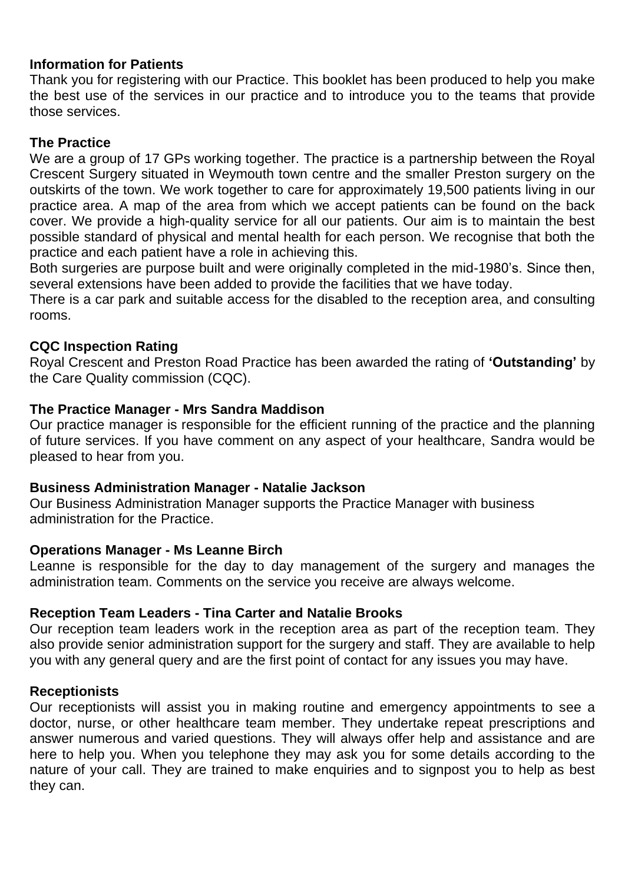## Information for Patients

Thank you for registering with our Practice. This booklet has been produced to help you make the best use of the services in our practice and to introduce you to the teams that provide those services.

## The Practice

We are a group of 17 GPs working together. The practice is a partnership between the Royal Crescent Surgery situated in Weymouth town centre and the smaller Preston surgery on the outskirts of the town. We work together to care for approximately 19,500 patients living in our practice area. A map of the area from which we accept patients can be found on the back cover. We provide a high-quality service for all our patients. Our aim is to maintain the best possible standard of physical and mental health for each person. We recognise that both the practice and each patient have a role in achieving this.

Both surgeries are purpose built and were originally completed in the mid-1980's. Since then, several extensions have been added to provide the facilities that we have today.

There is a car park and suitable access for the disabled to the reception area, and consulting rooms.

## CQC Inspection Rating

Royal Crescent and Preston Road Practice has been awarded the rating of **'Outstanding'** by the Care Quality commission (CQC).

## The Practice Manager - Mrs Sandra Maddison

Our practice manager is responsible for the efficient running of the practice and the planning of future services. If you have comment on any aspect of your healthcare, Sandra would be pleased to hear from you.

## Business Administration Manager - Natalie Jackson

Our Business Administration Manager supports the Practice Manager with business administration for the Practice.

## Operations Manager - Ms Leanne Birch

Leanne is responsible for the day to day management of the surgery and manages the administration team. Comments on the service you receive are always welcome.

## Reception Team Leaders - Tina Carter and Natalie Brooks

Our reception team leaders work in the reception area as part of the reception team. They also provide senior administration support for the surgery and staff. They are available to help you with any general query and are the first point of contact for any issues you may have.

## Receptionists

Our receptionists will assist you in making routine and emergency appointments to see a doctor, nurse, or other healthcare team member. They undertake repeat prescriptions and answer numerous and varied questions. They will always offer help and assistance and are here to help you. When you telephone they may ask you for some details according to the nature of your call. They are trained to make enquiries and to signpost you to help as best they can.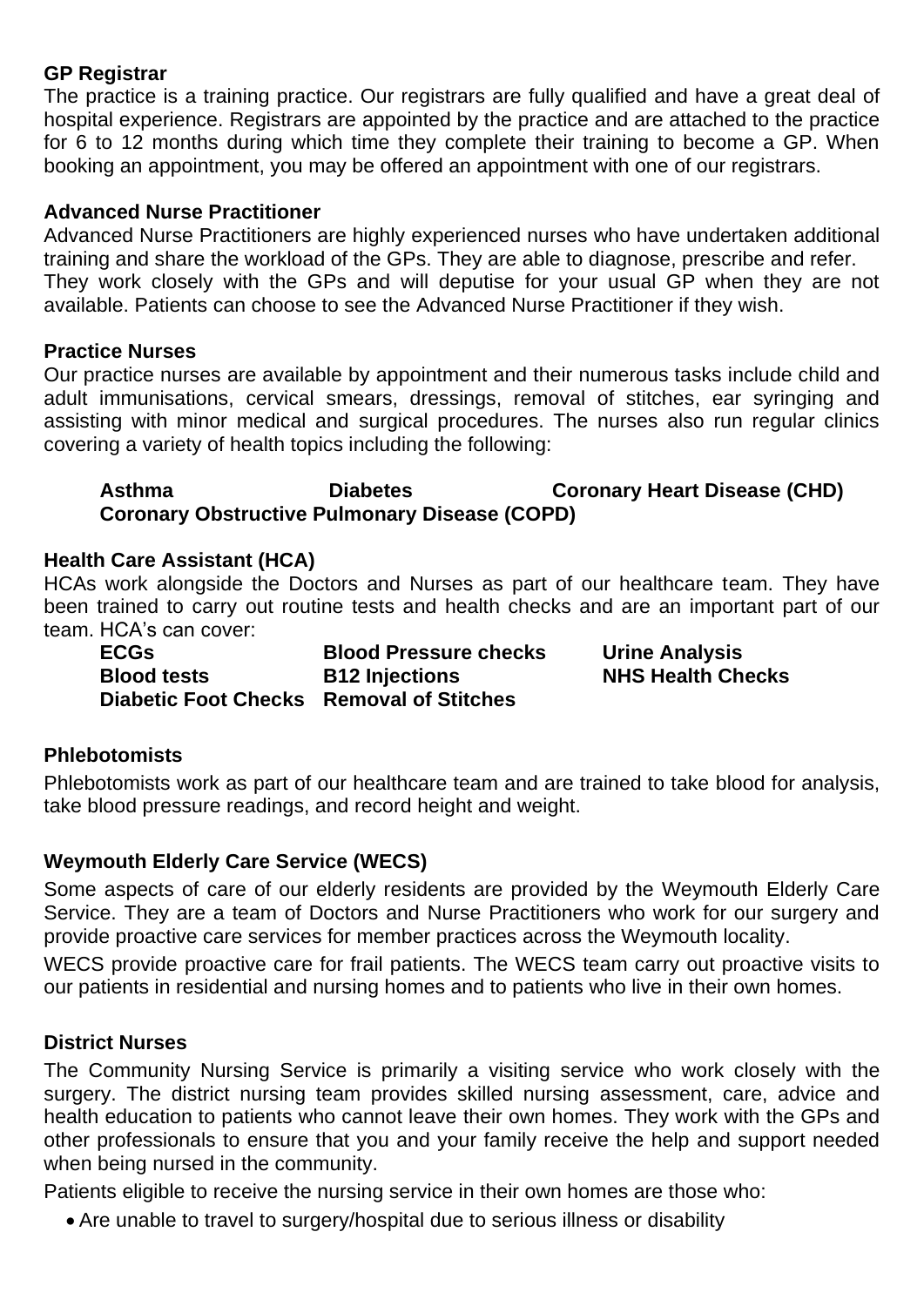### GP Registrar

The practice is a training practice. Our registrars are fully qualified and have a great deal of hospital experience. Registrars are appointed by the practice and are attached to the practice for 6 to 12 months during which time they complete their training to become a GP. When booking an appointment, you may be offered an appointment with one of our registrars.

### Advanced Nurse Practitioner

Advanced Nurse Practitioners are highly experienced nurses who have undertaken additional training and share the workload of the GPs. They are able to diagnose, prescribe and refer. They work closely with the GPs and will deputise for your usual GP when they are not available. Patients can choose to see the Advanced Nurse Practitioner if they wish.

### Practice Nurses

Our practice nurses are available by appointment and their numerous tasks include child and adult immunisations, cervical smears, dressings, removal of stitches, ear syringing and assisting with minor medical and surgical procedures. The nurses also run regular clinics covering a variety of health topics including the following:

- **Asthma**
- **Diabetes**
- **Coronary Heart Disease (CHD)**
- **Coronary Obstructive Pulmonary Disease (COPD)**

### Health Care Assistant (HCA)

HCAs work alongside the Doctors and Nurses as part of our healthcare team. They have been trained to carry out routine tests and health checks and are an important part of our team. HCA's can cover:

- **ECGs**
- **Blood Pressure checks**
- **Urine Analysis**
- **Blood tests**
- **B12 Injections**
- **NHS Health Checks**
- **Diabetic Foot Checks**
- **Removal of Stitches**

### Phlebotomists

Phlebotomists work as part of our healthcare team and are trained to take blood for analysis, take blood pressure readings, and record height and weight.

### Weymouth Elderly Care Service (WECS)

Some aspects of care of our elderly residents are provided by the Weymouth Elderly Care Service. They are a team of Doctors and Nurse Practitioners who work for our surgery and provide proactive care services for member practices across the Weymouth locality.

WECS provide proactive care for frail patients. The WECS team carry out proactive visits to our patients in residential and nursing homes and to patients who live in their own homes.

### District Nurses

The Community Nursing Service is primarily a visiting service who work closely with the surgery. The district nursing team provides skilled nursing assessment, care, advice and health education to patients who cannot leave their own homes. They work with the GPs and other professionals to ensure that you and your family receive the help and support needed when being nursed in the community.

Patients eligible to receive the nursing service in their own homes are those who:

- Are unable to travel to surgery/hospital due to serious illness or disability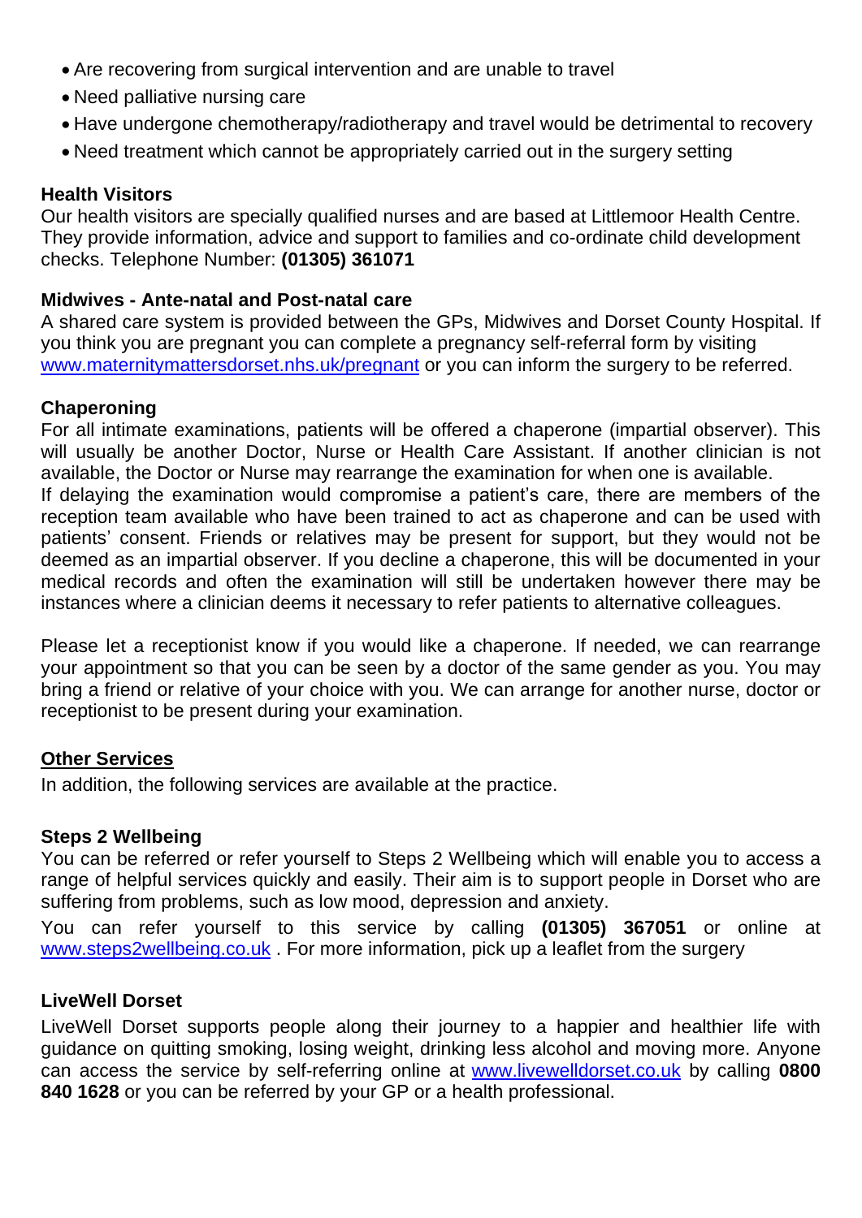- Are recovering from surgical intervention and are unable to travel
- Need palliative nursing care
- Have undergone chemotherapy/radiotherapy and travel would be detrimental to recovery
- Need treatment which cannot be appropriately carried out in the surgery setting

### Health Visitors

Our health visitors are specially qualified nurses and are based at Littlemoor Health Centre. They provide information, advice and support to families and co-ordinate child development checks. Telephone Number: **(01305) 361071**

### Midwives - Ante-natal and Post-natal care

A shared care system is provided between the GPs, Midwives and Dorset County Hospital. If you think you are pregnant you can complete a pregnancy self-referral form by visiting [www.maternitymattersdorset.nhs.uk/pregnant](www.maternitymattersdorset.nhs.uk/pregnant) or you can inform the surgery to be referred.

### Chaperoning

For all intimate examinations, patients will be offered a chaperone (impartial observer). This will usually be another Doctor, Nurse or Health Care Assistant. If another clinician is not available, the Doctor or Nurse may rearrange the examination for when one is available.
If delaying the examination would compromise a patient's care, there are members of the reception team available who have been trained to act as chaperone and can be used with patients' consent. Friends or relatives may be present for support, but they would not be deemed as an impartial observer. If you decline a chaperone, this will be documented in your medical records and often the examination will still be undertaken however there may be instances where a clinician deems it necessary to refer patients to alternative colleagues.

Please let a receptionist know if you would like a chaperone. If needed, we can rearrange your appointment so that you can be seen by a doctor of the same gender as you. You may bring a friend or relative of your choice with you. We can arrange for another nurse, doctor or receptionist to be present during your examination.

## Other Services

In addition, the following services are available at the practice.

### Steps 2 Wellbeing

You can be referred or refer yourself to Steps 2 Wellbeing which will enable you to access a range of helpful services quickly and easily. Their aim is to support people in Dorset who are suffering from problems, such as low mood, depression and anxiety.

You can refer yourself to this service by calling **(01305) 367051** or online at [www.steps2wellbeing.co.uk](www.steps2wellbeing.co.uk) . For more information, pick up a leaflet from the surgery

### LiveWell Dorset

LiveWell Dorset supports people along their journey to a happier and healthier life with guidance on quitting smoking, losing weight, drinking less alcohol and moving more. Anyone can access the service by self-referring online at [www.livewelldorset.co.uk](www.livewelldorset.co.uk) by calling **0800 840 1628** or you can be referred by your GP or a health professional.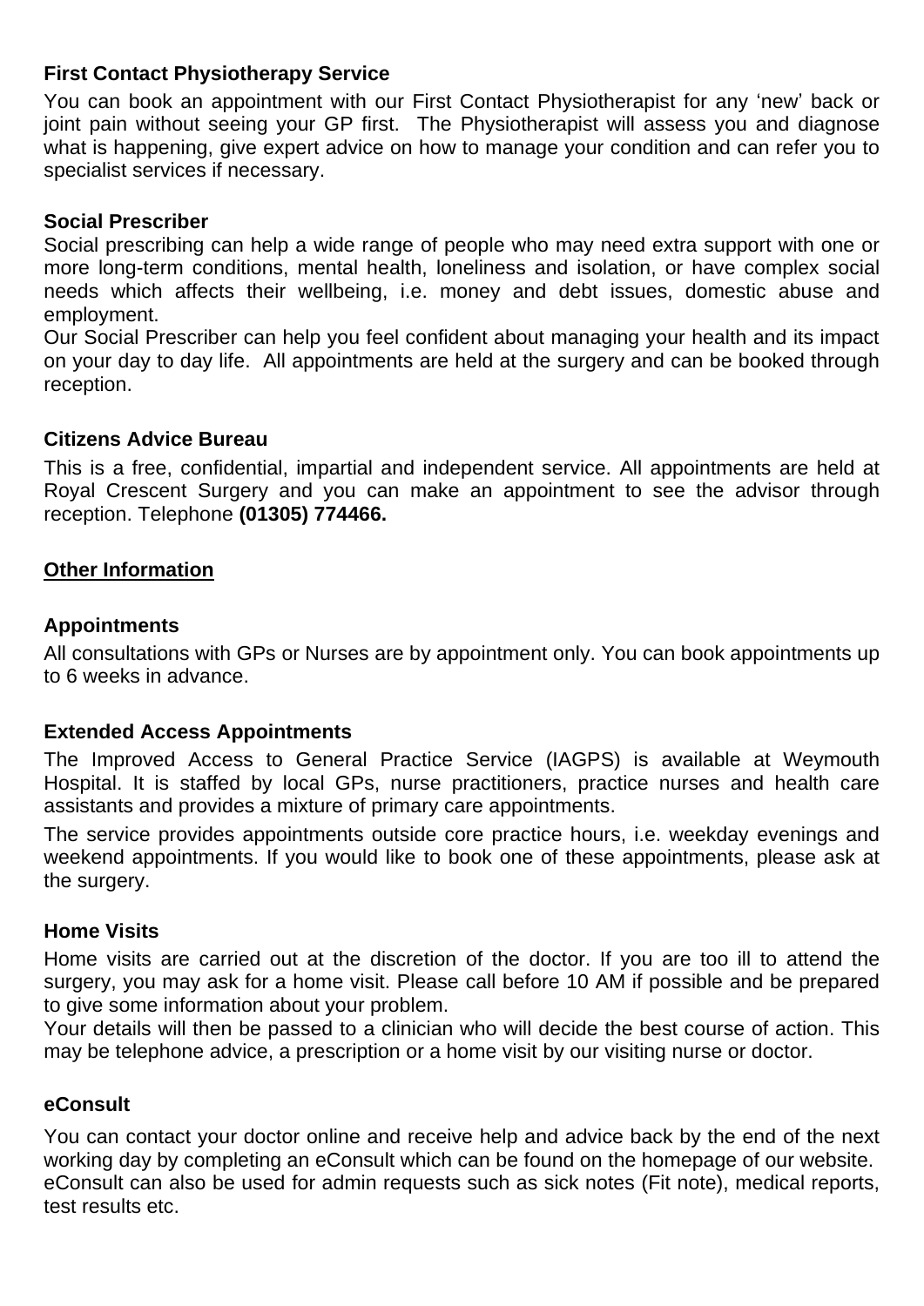**First Contact Physiotherapy Service**

You can book an appointment with our First Contact Physiotherapist for any 'new' back or joint pain without seeing your GP first. The Physiotherapist will assess you and diagnose what is happening, give expert advice on how to manage your condition and can refer you to specialist services if necessary.

**Social Prescriber**

Social prescribing can help a wide range of people who may need extra support with one or more long-term conditions, mental health, loneliness and isolation, or have complex social needs which affects their wellbeing, i.e. money and debt issues, domestic abuse and employment.

Our Social Prescriber can help you feel confident about managing your health and its impact on your day to day life. All appointments are held at the surgery and can be booked through reception.

**Citizens Advice Bureau**

This is a free, confidential, impartial and independent service. All appointments are held at Royal Crescent Surgery and you can make an appointment to see the advisor through reception. Telephone **(01305) 774466.**

## Other Information

**Appointments**

All consultations with GPs or Nurses are by appointment only. You can book appointments up to 6 weeks in advance.

**Extended Access Appointments**

The Improved Access to General Practice Service (IAGPS) is available at Weymouth Hospital. It is staffed by local GPs, nurse practitioners, practice nurses and health care assistants and provides a mixture of primary care appointments.

The service provides appointments outside core practice hours, i.e. weekday evenings and weekend appointments. If you would like to book one of these appointments, please ask at the surgery.

**Home Visits**

Home visits are carried out at the discretion of the doctor. If you are too ill to attend the surgery, you may ask for a home visit. Please call before 10 AM if possible and be prepared to give some information about your problem.

Your details will then be passed to a clinician who will decide the best course of action. This may be telephone advice, a prescription or a home visit by our visiting nurse or doctor.

**eConsult**

You can contact your doctor online and receive help and advice back by the end of the next working day by completing an eConsult which can be found on the homepage of our website. eConsult can also be used for admin requests such as sick notes (Fit note), medical reports, test results etc.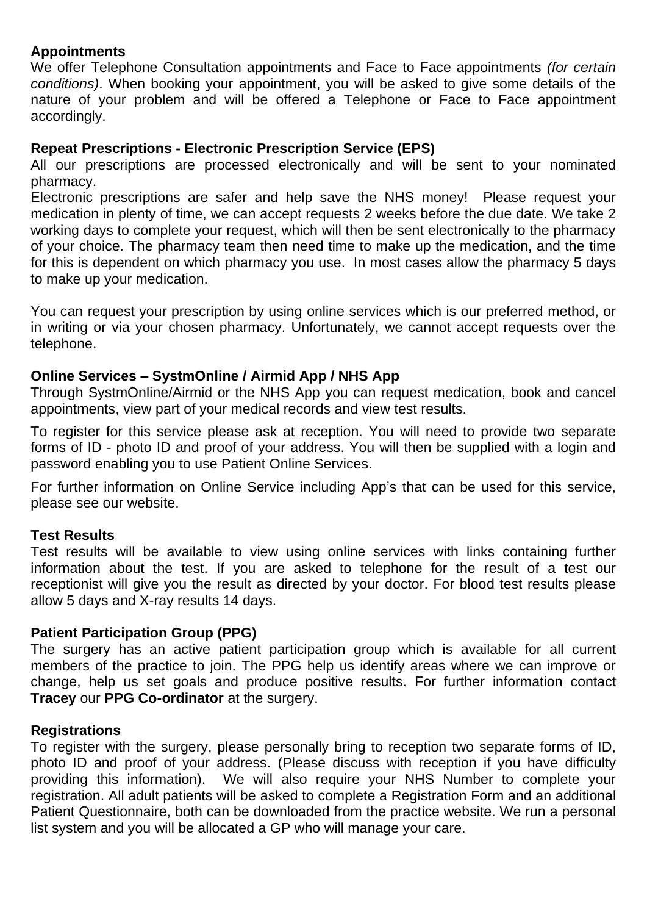**Appointments**

We offer Telephone Consultation appointments and Face to Face appointments *(for certain conditions)*. When booking your appointment, you will be asked to give some details of the nature of your problem and will be offered a Telephone or Face to Face appointment accordingly.

**Repeat Prescriptions - Electronic Prescription Service (EPS)**

All our prescriptions are processed electronically and will be sent to your nominated pharmacy.

Electronic prescriptions are safer and help save the NHS money! Please request your medication in plenty of time, we can accept requests 2 weeks before the due date. We take 2 working days to complete your request, which will then be sent electronically to the pharmacy of your choice. The pharmacy team then need time to make up the medication, and the time for this is dependent on which pharmacy you use. In most cases allow the pharmacy 5 days to make up your medication.

You can request your prescription by using online services which is our preferred method, or in writing or via your chosen pharmacy. Unfortunately, we cannot accept requests over the telephone.

**Online Services – SystmOnline / Airmid App / NHS App**

Through SystmOnline/Airmid or the NHS App you can request medication, book and cancel appointments, view part of your medical records and view test results.

To register for this service please ask at reception. You will need to provide two separate forms of ID - photo ID and proof of your address. You will then be supplied with a login and password enabling you to use Patient Online Services.

For further information on Online Service including App's that can be used for this service, please see our website.

**Test Results**

Test results will be available to view using online services with links containing further information about the test. If you are asked to telephone for the result of a test our receptionist will give you the result as directed by your doctor. For blood test results please allow 5 days and X-ray results 14 days.

**Patient Participation Group (PPG)**

The surgery has an active patient participation group which is available for all current members of the practice to join. The PPG help us identify areas where we can improve or change, help us set goals and produce positive results. For further information contact **Tracey** our **PPG Co-ordinator** at the surgery.

**Registrations**

To register with the surgery, please personally bring to reception two separate forms of ID, photo ID and proof of your address. (Please discuss with reception if you have difficulty providing this information). We will also require your NHS Number to complete your registration. All adult patients will be asked to complete a Registration Form and an additional Patient Questionnaire, both can be downloaded from the practice website. We run a personal list system and you will be allocated a GP who will manage your care.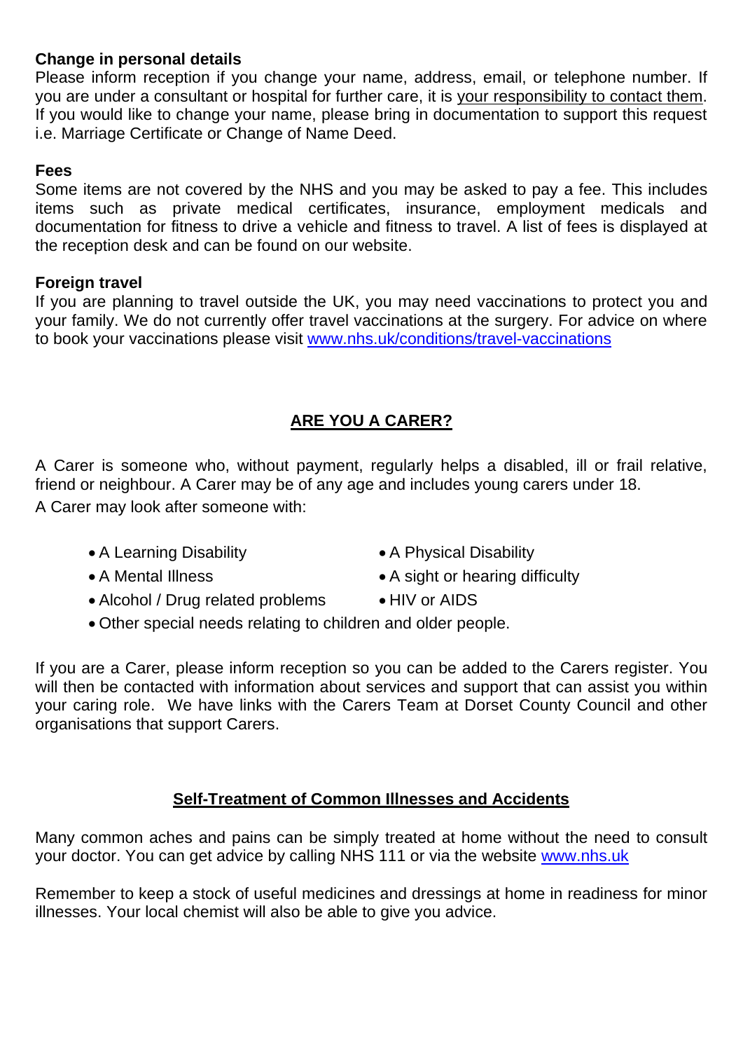**Change in personal details**

Please inform reception if you change your name, address, email, or telephone number. If you are under a consultant or hospital for further care, it is your responsibility to contact them. If you would like to change your name, please bring in documentation to support this request i.e. Marriage Certificate or Change of Name Deed.

**Fees**

Some items are not covered by the NHS and you may be asked to pay a fee. This includes items such as private medical certificates, insurance, employment medicals and documentation for fitness to drive a vehicle and fitness to travel. A list of fees is displayed at the reception desk and can be found on our website.

**Foreign travel**

If you are planning to travel outside the UK, you may need vaccinations to protect you and your family. We do not currently offer travel vaccinations at the surgery. For advice on where to book your vaccinations please visit [www.nhs.uk/conditions/travel-vaccinations](www.nhs.uk/conditions/travel-vaccinations)

## ARE YOU A CARER?

A Carer is someone who, without payment, regularly helps a disabled, ill or frail relative, friend or neighbour. A Carer may be of any age and includes young carers under 18.

A Carer may look after someone with:

- A Learning Disability
- A Physical Disability
- A Mental Illness
- A sight or hearing difficulty
- Alcohol / Drug related problems
- HIV or AIDS
- Other special needs relating to children and older people.

If you are a Carer, please inform reception so you can be added to the Carers register. You will then be contacted with information about services and support that can assist you within your caring role. We have links with the Carers Team at Dorset County Council and other organisations that support Carers.

## Self-Treatment of Common Illnesses and Accidents

Many common aches and pains can be simply treated at home without the need to consult your doctor. You can get advice by calling NHS 111 or via the website [www.nhs.uk](www.nhs.uk)

Remember to keep a stock of useful medicines and dressings at home in readiness for minor illnesses. Your local chemist will also be able to give you advice.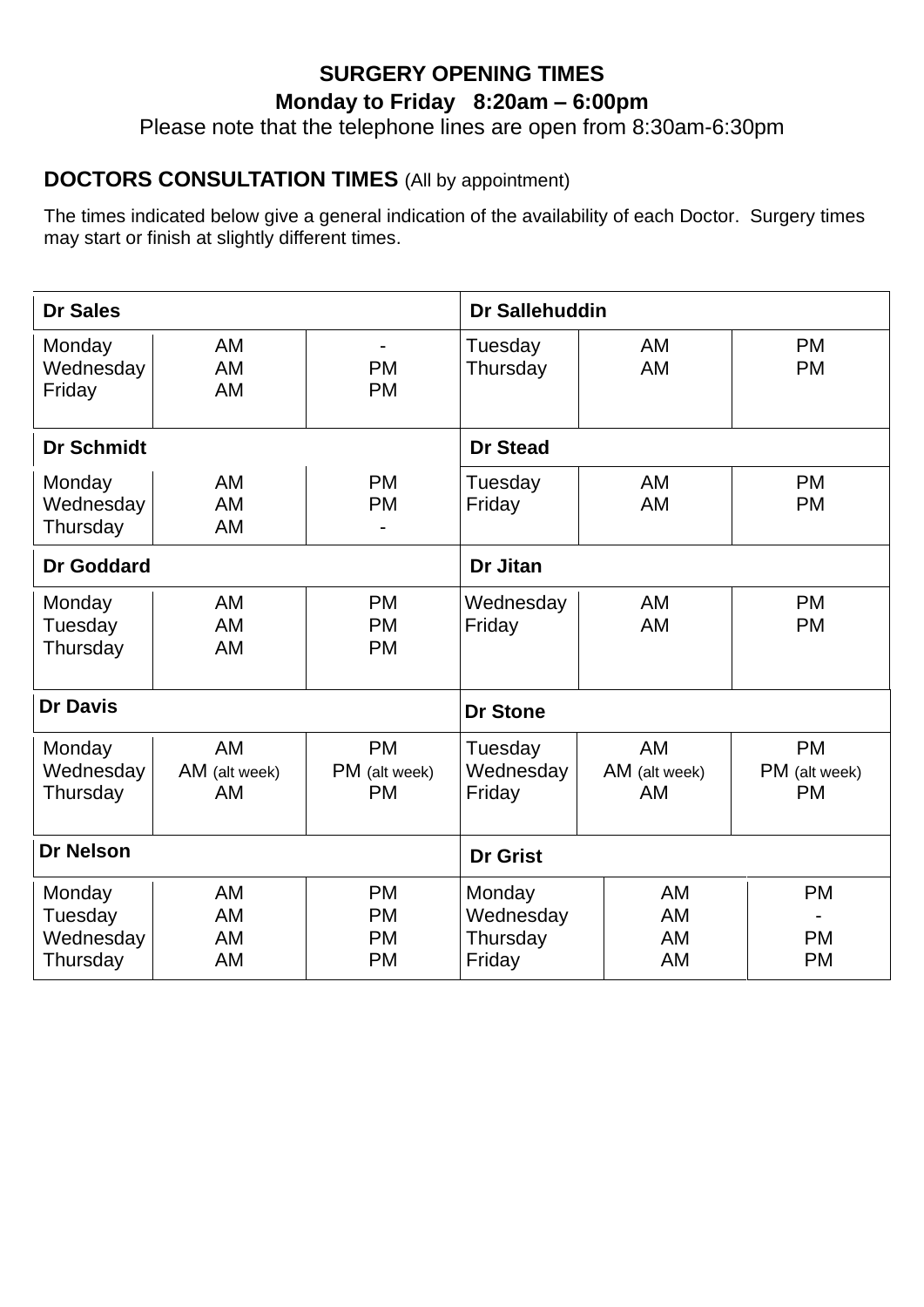**SURGERY OPENING TIMES**

**Monday to Friday 8:20am – 6:00pm**

Please note that the telephone lines are open from 8:30am-6:30pm

## DOCTORS CONSULTATION TIMES (All by appointment)

The times indicated below give a general indication of the availability of each Doctor. Surgery times may start or finish at slightly different times.

| **Dr Sales** | | | **Dr Sallehuddin** | | |
|---|---|---|---|---|---|
| Monday<br>Wednesday<br>Friday | AM<br>AM<br>AM | -<br>PM<br>PM | Tuesday<br>Thursday | AM<br>AM | PM<br>PM |
| **Dr Schmidt** | | | **Dr Stead** | | |
| Monday<br>Wednesday<br>Thursday | AM<br>AM<br>AM | PM<br>PM<br>- | Tuesday<br>Friday | AM<br>AM | PM<br>PM |
| **Dr Goddard** | | | **Dr Jitan** | | |
| Monday<br>Tuesday<br>Thursday | AM<br>AM<br>AM | PM<br>PM<br>PM | Wednesday<br>Friday | AM<br>AM | PM<br>PM |
| **Dr Davis** | | | **Dr Stone** | | |
| Monday<br>Wednesday<br>Thursday | AM<br>AM (alt week)<br>AM | PM<br>PM (alt week)<br>PM | Tuesday<br>Wednesday<br>Friday | AM<br>AM (alt week)<br>AM | PM<br>PM (alt week)<br>PM |
| **Dr Nelson** | | | **Dr Grist** | | |
| Monday<br>Tuesday<br>Wednesday<br>Thursday | AM<br>AM<br>AM<br>AM | PM<br>PM<br>PM<br>PM | Monday<br>Wednesday<br>Thursday<br>Friday | AM<br>AM<br>AM<br>AM | PM<br>-<br>PM<br>PM |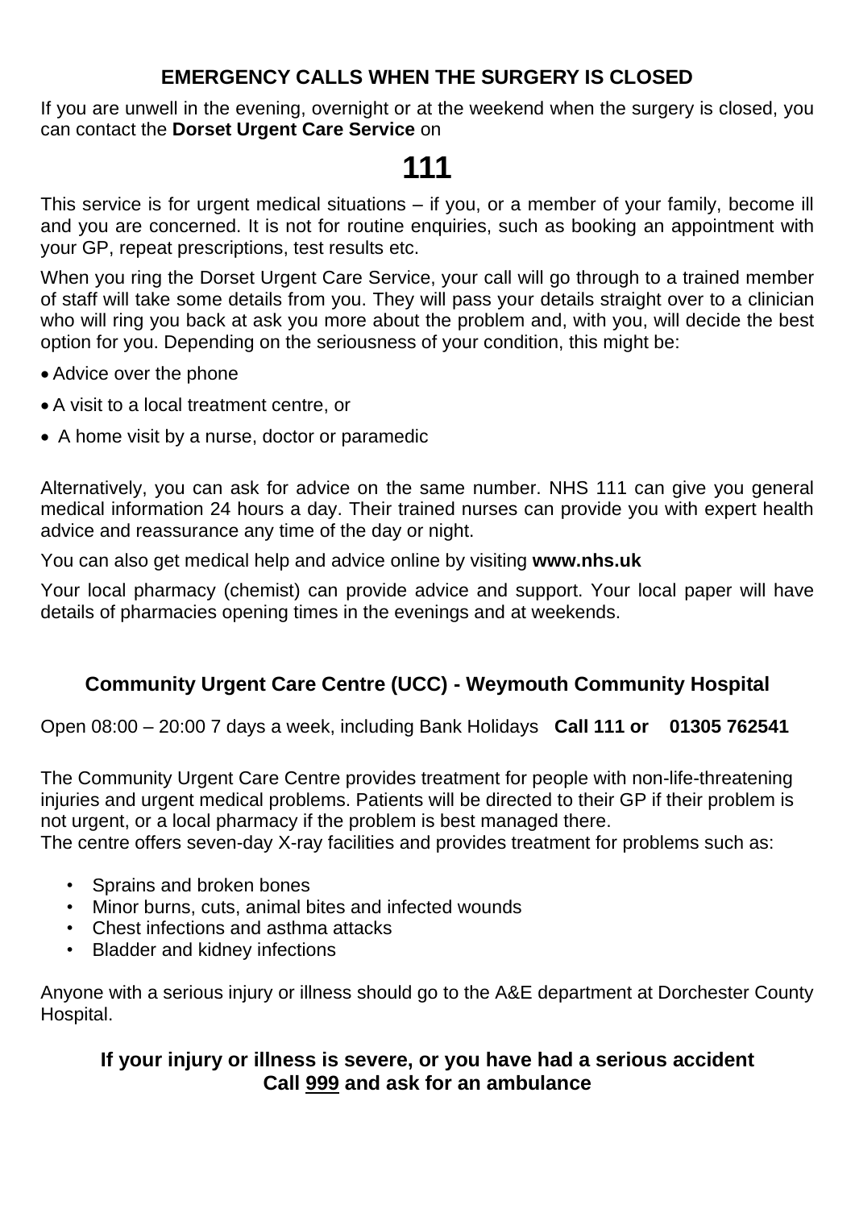## EMERGENCY CALLS WHEN THE SURGERY IS CLOSED

If you are unwell in the evening, overnight or at the weekend when the surgery is closed, you can contact the **Dorset Urgent Care Service** on

# 111

This service is for urgent medical situations – if you, or a member of your family, become ill and you are concerned. It is not for routine enquiries, such as booking an appointment with your GP, repeat prescriptions, test results etc.

When you ring the Dorset Urgent Care Service, your call will go through to a trained member of staff will take some details from you. They will pass your details straight over to a clinician who will ring you back at ask you more about the problem and, with you, will decide the best option for you. Depending on the seriousness of your condition, this might be:

- Advice over the phone
- A visit to a local treatment centre, or
- A home visit by a nurse, doctor or paramedic

Alternatively, you can ask for advice on the same number. NHS 111 can give you general medical information 24 hours a day. Their trained nurses can provide you with expert health advice and reassurance any time of the day or night.

You can also get medical help and advice online by visiting **www.nhs.uk**

Your local pharmacy (chemist) can provide advice and support. Your local paper will have details of pharmacies opening times in the evenings and at weekends.

## Community Urgent Care Centre (UCC) - Weymouth Community Hospital

Open 08:00 – 20:00 7 days a week, including Bank Holidays **Call 111 or 01305 762541**

The Community Urgent Care Centre provides treatment for people with non-life-threatening injuries and urgent medical problems. Patients will be directed to their GP if their problem is not urgent, or a local pharmacy if the problem is best managed there.
The centre offers seven-day X-ray facilities and provides treatment for problems such as:

- Sprains and broken bones
- Minor burns, cuts, animal bites and infected wounds
- Chest infections and asthma attacks
- Bladder and kidney infections

Anyone with a serious injury or illness should go to the A&E department at Dorchester County Hospital.

**If your injury or illness is severe, or you have had a serious accident**
**Call 999 and ask for an ambulance**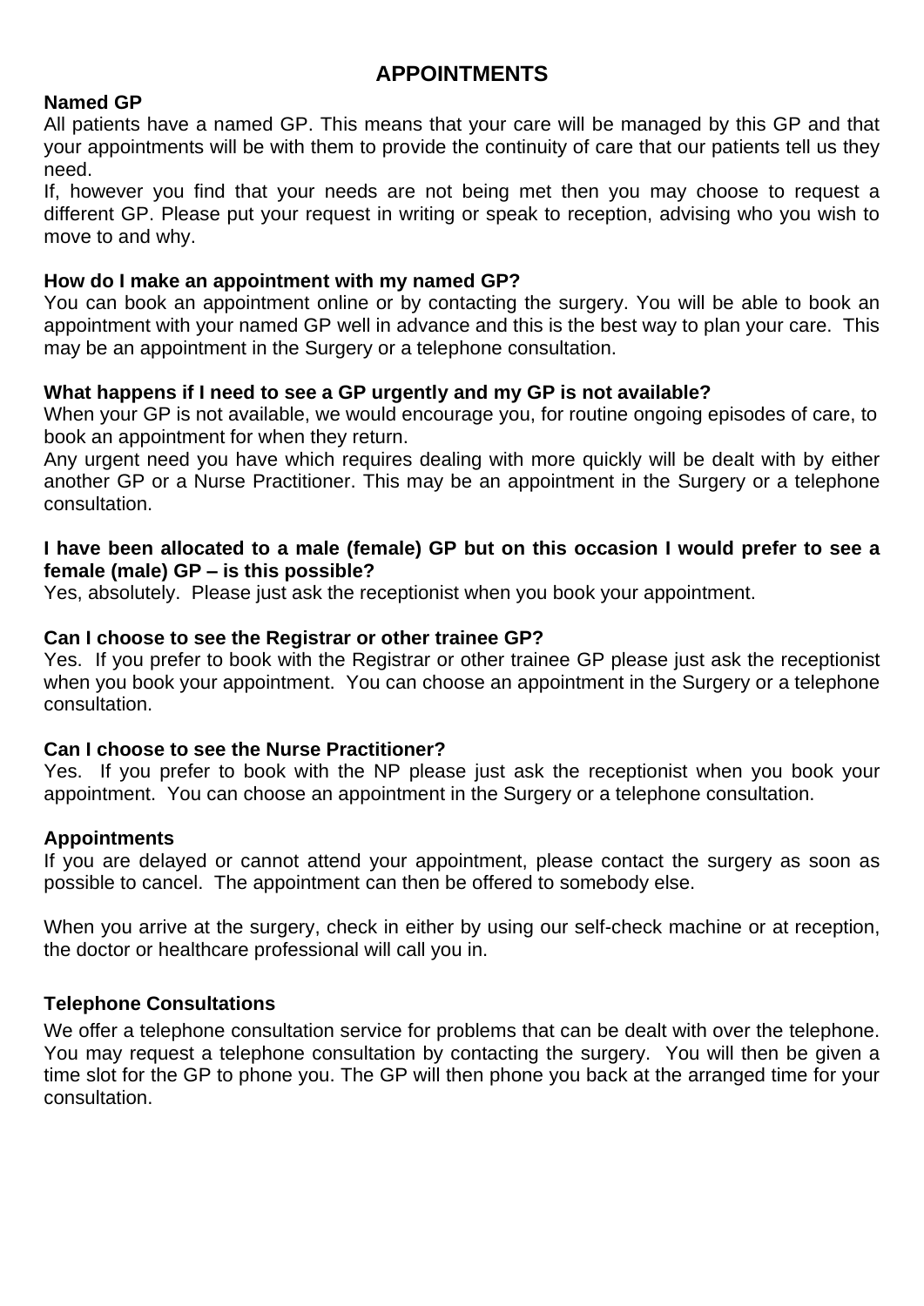# APPOINTMENTS

**Named GP**

All patients have a named GP. This means that your care will be managed by this GP and that your appointments will be with them to provide the continuity of care that our patients tell us they need.

If, however you find that your needs are not being met then you may choose to request a different GP. Please put your request in writing or speak to reception, advising who you wish to move to and why.

**How do I make an appointment with my named GP?**

You can book an appointment online or by contacting the surgery. You will be able to book an appointment with your named GP well in advance and this is the best way to plan your care. This may be an appointment in the Surgery or a telephone consultation.

**What happens if I need to see a GP urgently and my GP is not available?**

When your GP is not available, we would encourage you, for routine ongoing episodes of care, to book an appointment for when they return.

Any urgent need you have which requires dealing with more quickly will be dealt with by either another GP or a Nurse Practitioner. This may be an appointment in the Surgery or a telephone consultation.

**I have been allocated to a male (female) GP but on this occasion I would prefer to see a female (male) GP – is this possible?**

Yes, absolutely. Please just ask the receptionist when you book your appointment.

**Can I choose to see the Registrar or other trainee GP?**

Yes. If you prefer to book with the Registrar or other trainee GP please just ask the receptionist when you book your appointment. You can choose an appointment in the Surgery or a telephone consultation.

**Can I choose to see the Nurse Practitioner?**

Yes. If you prefer to book with the NP please just ask the receptionist when you book your appointment. You can choose an appointment in the Surgery or a telephone consultation.

**Appointments**

If you are delayed or cannot attend your appointment, please contact the surgery as soon as possible to cancel. The appointment can then be offered to somebody else.

When you arrive at the surgery, check in either by using our self-check machine or at reception, the doctor or healthcare professional will call you in.

**Telephone Consultations**

We offer a telephone consultation service for problems that can be dealt with over the telephone. You may request a telephone consultation by contacting the surgery. You will then be given a time slot for the GP to phone you. The GP will then phone you back at the arranged time for your consultation.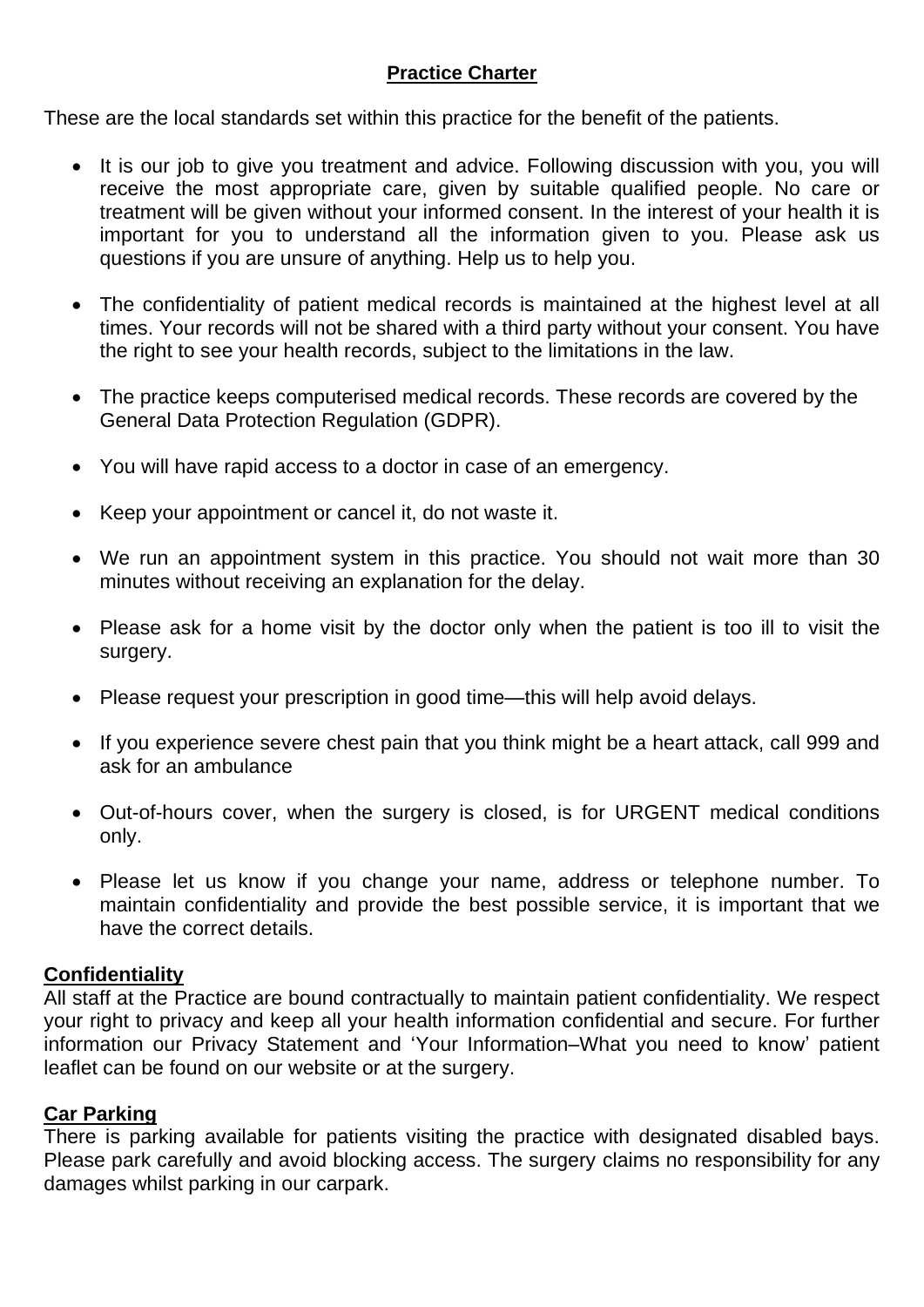## Practice Charter

These are the local standards set within this practice for the benefit of the patients.

- It is our job to give you treatment and advice. Following discussion with you, you will receive the most appropriate care, given by suitable qualified people. No care or treatment will be given without your informed consent. In the interest of your health it is important for you to understand all the information given to you. Please ask us questions if you are unsure of anything. Help us to help you.
- The confidentiality of patient medical records is maintained at the highest level at all times. Your records will not be shared with a third party without your consent. You have the right to see your health records, subject to the limitations in the law.
- The practice keeps computerised medical records. These records are covered by the General Data Protection Regulation (GDPR).
- You will have rapid access to a doctor in case of an emergency.
- Keep your appointment or cancel it, do not waste it.
- We run an appointment system in this practice. You should not wait more than 30 minutes without receiving an explanation for the delay.
- Please ask for a home visit by the doctor only when the patient is too ill to visit the surgery.
- Please request your prescription in good time—this will help avoid delays.
- If you experience severe chest pain that you think might be a heart attack, call 999 and ask for an ambulance
- Out-of-hours cover, when the surgery is closed, is for URGENT medical conditions only.
- Please let us know if you change your name, address or telephone number. To maintain confidentiality and provide the best possible service, it is important that we have the correct details.

**Confidentiality**

All staff at the Practice are bound contractually to maintain patient confidentiality. We respect your right to privacy and keep all your health information confidential and secure. For further information our Privacy Statement and 'Your Information–What you need to know' patient leaflet can be found on our website or at the surgery.

**Car Parking**

There is parking available for patients visiting the practice with designated disabled bays. Please park carefully and avoid blocking access. The surgery claims no responsibility for any damages whilst parking in our carpark.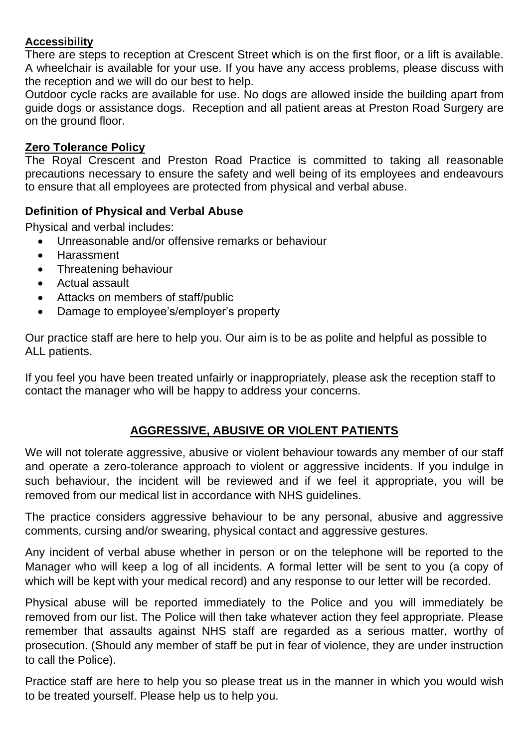## Accessibility

There are steps to reception at Crescent Street which is on the first floor, or a lift is available. A wheelchair is available for your use. If you have any access problems, please discuss with the reception and we will do our best to help.

Outdoor cycle racks are available for use. No dogs are allowed inside the building apart from guide dogs or assistance dogs. Reception and all patient areas at Preston Road Surgery are on the ground floor.

## Zero Tolerance Policy

The Royal Crescent and Preston Road Practice is committed to taking all reasonable precautions necessary to ensure the safety and well being of its employees and endeavours to ensure that all employees are protected from physical and verbal abuse.

### Definition of Physical and Verbal Abuse

Physical and verbal includes:

- Unreasonable and/or offensive remarks or behaviour
- Harassment
- Threatening behaviour
- Actual assault
- Attacks on members of staff/public
- Damage to employee's/employer's property

Our practice staff are here to help you. Our aim is to be as polite and helpful as possible to ALL patients.

If you feel you have been treated unfairly or inappropriately, please ask the reception staff to contact the manager who will be happy to address your concerns.

## AGGRESSIVE, ABUSIVE OR VIOLENT PATIENTS

We will not tolerate aggressive, abusive or violent behaviour towards any member of our staff and operate a zero-tolerance approach to violent or aggressive incidents. If you indulge in such behaviour, the incident will be reviewed and if we feel it appropriate, you will be removed from our medical list in accordance with NHS guidelines.

The practice considers aggressive behaviour to be any personal, abusive and aggressive comments, cursing and/or swearing, physical contact and aggressive gestures.

Any incident of verbal abuse whether in person or on the telephone will be reported to the Manager who will keep a log of all incidents. A formal letter will be sent to you (a copy of which will be kept with your medical record) and any response to our letter will be recorded.

Physical abuse will be reported immediately to the Police and you will immediately be removed from our list. The Police will then take whatever action they feel appropriate. Please remember that assaults against NHS staff are regarded as a serious matter, worthy of prosecution. (Should any member of staff be put in fear of violence, they are under instruction to call the Police).

Practice staff are here to help you so please treat us in the manner in which you would wish to be treated yourself. Please help us to help you.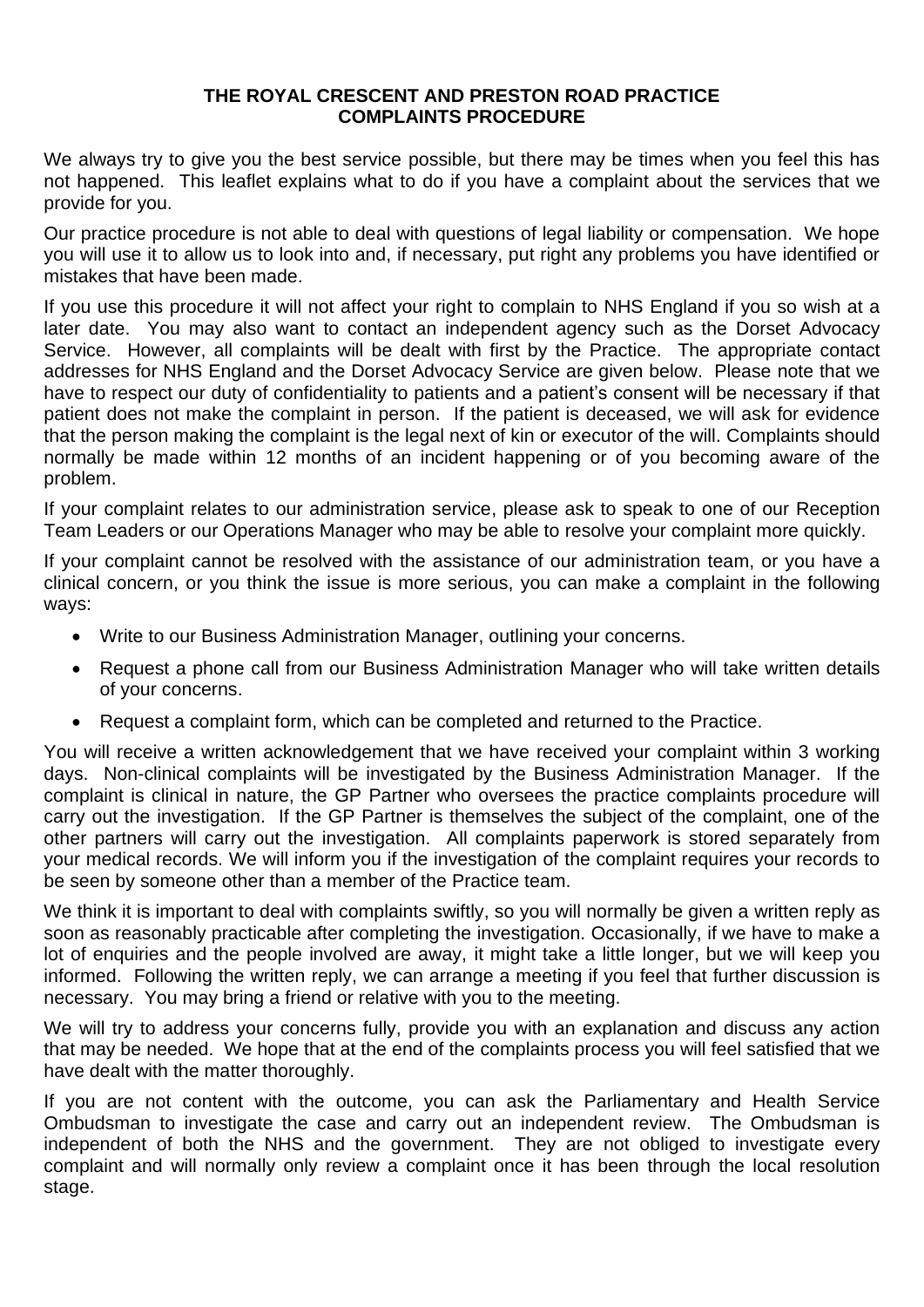**THE ROYAL CRESCENT AND PRESTON ROAD PRACTICE**
**COMPLAINTS PROCEDURE**

We always try to give you the best service possible, but there may be times when you feel this has not happened. This leaflet explains what to do if you have a complaint about the services that we provide for you.

Our practice procedure is not able to deal with questions of legal liability or compensation. We hope you will use it to allow us to look into and, if necessary, put right any problems you have identified or mistakes that have been made.

If you use this procedure it will not affect your right to complain to NHS England if you so wish at a later date. You may also want to contact an independent agency such as the Dorset Advocacy Service. However, all complaints will be dealt with first by the Practice. The appropriate contact addresses for NHS England and the Dorset Advocacy Service are given below. Please note that we have to respect our duty of confidentiality to patients and a patient's consent will be necessary if that patient does not make the complaint in person. If the patient is deceased, we will ask for evidence that the person making the complaint is the legal next of kin or executor of the will. Complaints should normally be made within 12 months of an incident happening or of you becoming aware of the problem.

If your complaint relates to our administration service, please ask to speak to one of our Reception Team Leaders or our Operations Manager who may be able to resolve your complaint more quickly.

If your complaint cannot be resolved with the assistance of our administration team, or you have a clinical concern, or you think the issue is more serious, you can make a complaint in the following ways:

- Write to our Business Administration Manager, outlining your concerns.
- Request a phone call from our Business Administration Manager who will take written details of your concerns.
- Request a complaint form, which can be completed and returned to the Practice.

You will receive a written acknowledgement that we have received your complaint within 3 working days. Non-clinical complaints will be investigated by the Business Administration Manager. If the complaint is clinical in nature, the GP Partner who oversees the practice complaints procedure will carry out the investigation. If the GP Partner is themselves the subject of the complaint, one of the other partners will carry out the investigation. All complaints paperwork is stored separately from your medical records. We will inform you if the investigation of the complaint requires your records to be seen by someone other than a member of the Practice team.

We think it is important to deal with complaints swiftly, so you will normally be given a written reply as soon as reasonably practicable after completing the investigation. Occasionally, if we have to make a lot of enquiries and the people involved are away, it might take a little longer, but we will keep you informed. Following the written reply, we can arrange a meeting if you feel that further discussion is necessary. You may bring a friend or relative with you to the meeting.

We will try to address your concerns fully, provide you with an explanation and discuss any action that may be needed. We hope that at the end of the complaints process you will feel satisfied that we have dealt with the matter thoroughly.

If you are not content with the outcome, you can ask the Parliamentary and Health Service Ombudsman to investigate the case and carry out an independent review. The Ombudsman is independent of both the NHS and the government. They are not obliged to investigate every complaint and will normally only review a complaint once it has been through the local resolution stage.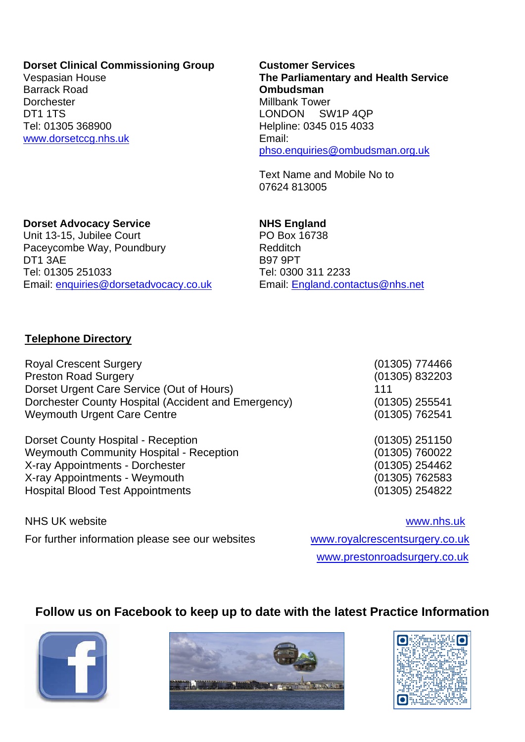**Dorset Clinical Commissioning Group**
Vespasian House
Barrack Road
Dorchester
DT1 1TS
Tel: 01305 368900
www.dorsetccg.nhs.uk

**Customer Services**
**The Parliamentary and Health Service Ombudsman**
Millbank Tower
LONDON SW1P 4QP
Helpline: 0345 015 4033
Email:
phso.enquiries@ombudsman.org.uk

Text Name and Mobile No to
07624 813005

**Dorset Advocacy Service**
Unit 13-15, Jubilee Court
Paceycombe Way, Poundbury
DT1 3AE
Tel: 01305 251033
Email: enquiries@dorsetadvocacy.co.uk

**NHS England**
PO Box 16738
Redditch
B97 9PT
Tel: 0300 311 2233
Email: England.contactus@nhs.net

## Telephone Directory

| | |
|---|---|
| Royal Crescent Surgery | (01305) 774466 |
| Preston Road Surgery | (01305) 832203 |
| Dorset Urgent Care Service (Out of Hours) | 111 |
| Dorchester County Hospital (Accident and Emergency) | (01305) 255541 |
| Weymouth Urgent Care Centre | (01305) 762541 |
| Dorset County Hospital - Reception | (01305) 251150 |
| Weymouth Community Hospital - Reception | (01305) 760022 |
| X-ray Appointments - Dorchester | (01305) 254462 |
| X-ray Appointments - Weymouth | (01305) 762583 |
| Hospital Blood Test Appointments | (01305) 254822 |

NHS UK website www.nhs.uk

For further information please see our websites www.royalcrescentsurgery.co.uk
www.prestonroadsurgery.co.uk

**Follow us on Facebook to keep up to date with the latest Practice Information**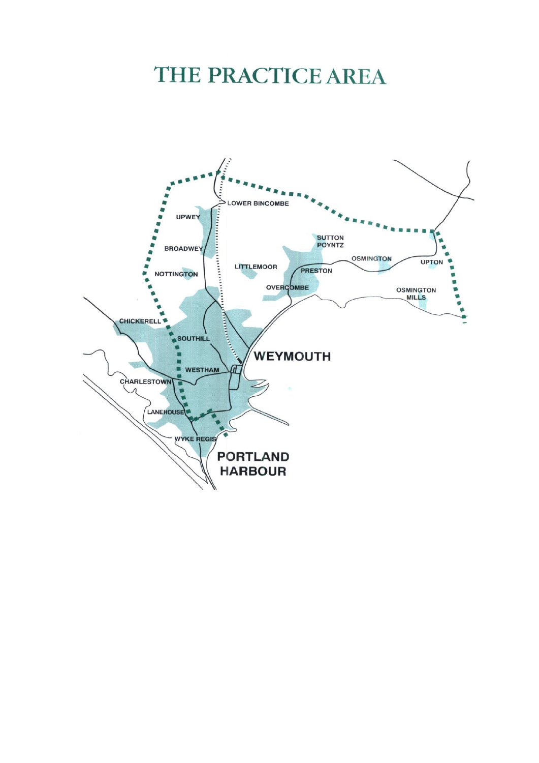# THE PRACTICE AREA

LOWER BINCOMBE
UPWEY
BROADWEY
NOTTINGTON
SUTTON POYNTZ
OSMINGTON
UPTON
LITTLEMOOR
PRESTON
OVERCOMBE
OSMINGTON MILLS
CHICKERELL
SOUTHILL
WEYMOUTH
WESTHAM
CHARLESTOWN
LANEHOUSE
WYKE REGIS
PORTLAND HARBOUR